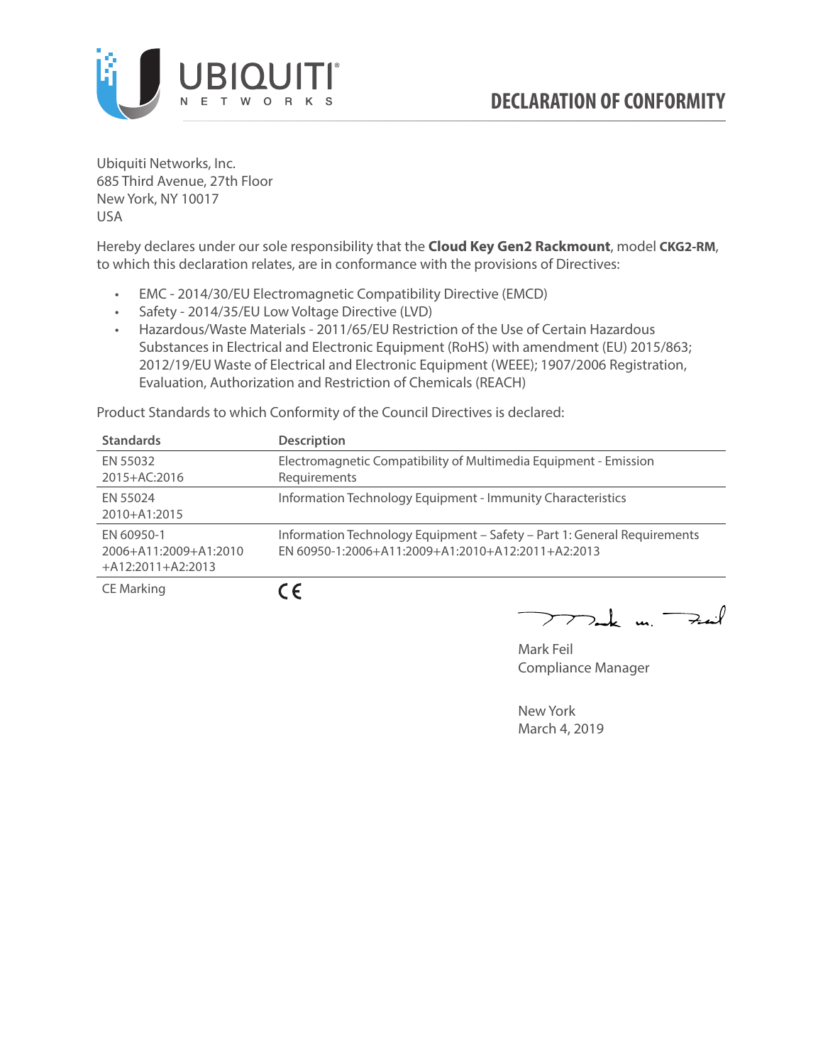# DECLARATION OF CONFORMITY

Ubiquiti Networks, Inc.
685 Third Avenue, 27th Floor
New York, NY 10017
USA

Hereby declares under our sole responsibility that the **Cloud Key Gen2 Rackmount**, model **CKG2-RM**, to which this declaration relates, are in conformance with the provisions of Directives:

- EMC - 2014/30/EU Electromagnetic Compatibility Directive (EMCD)
- Safety - 2014/35/EU Low Voltage Directive (LVD)
- Hazardous/Waste Materials - 2011/65/EU Restriction of the Use of Certain Hazardous Substances in Electrical and Electronic Equipment (RoHS) with amendment (EU) 2015/863; 2012/19/EU Waste of Electrical and Electronic Equipment (WEEE); 1907/2006 Registration, Evaluation, Authorization and Restriction of Chemicals (REACH)

Product Standards to which Conformity of the Council Directives is declared:

| Standards | Description |
|---|---|
| EN 55032 2015+AC:2016 | Electromagnetic Compatibility of Multimedia Equipment - Emission Requirements |
| EN 55024 2010+A1:2015 | Information Technology Equipment - Immunity Characteristics |
| EN 60950-1 2006+A11:2009+A1:2010 +A12:2011+A2:2013 | Information Technology Equipment – Safety – Part 1: General Requirements EN 60950-1:2006+A11:2009+A1:2010+A12:2011+A2:2013 |
| CE Marking | CE |

Mark Feil
Compliance Manager

New York
March 4, 2019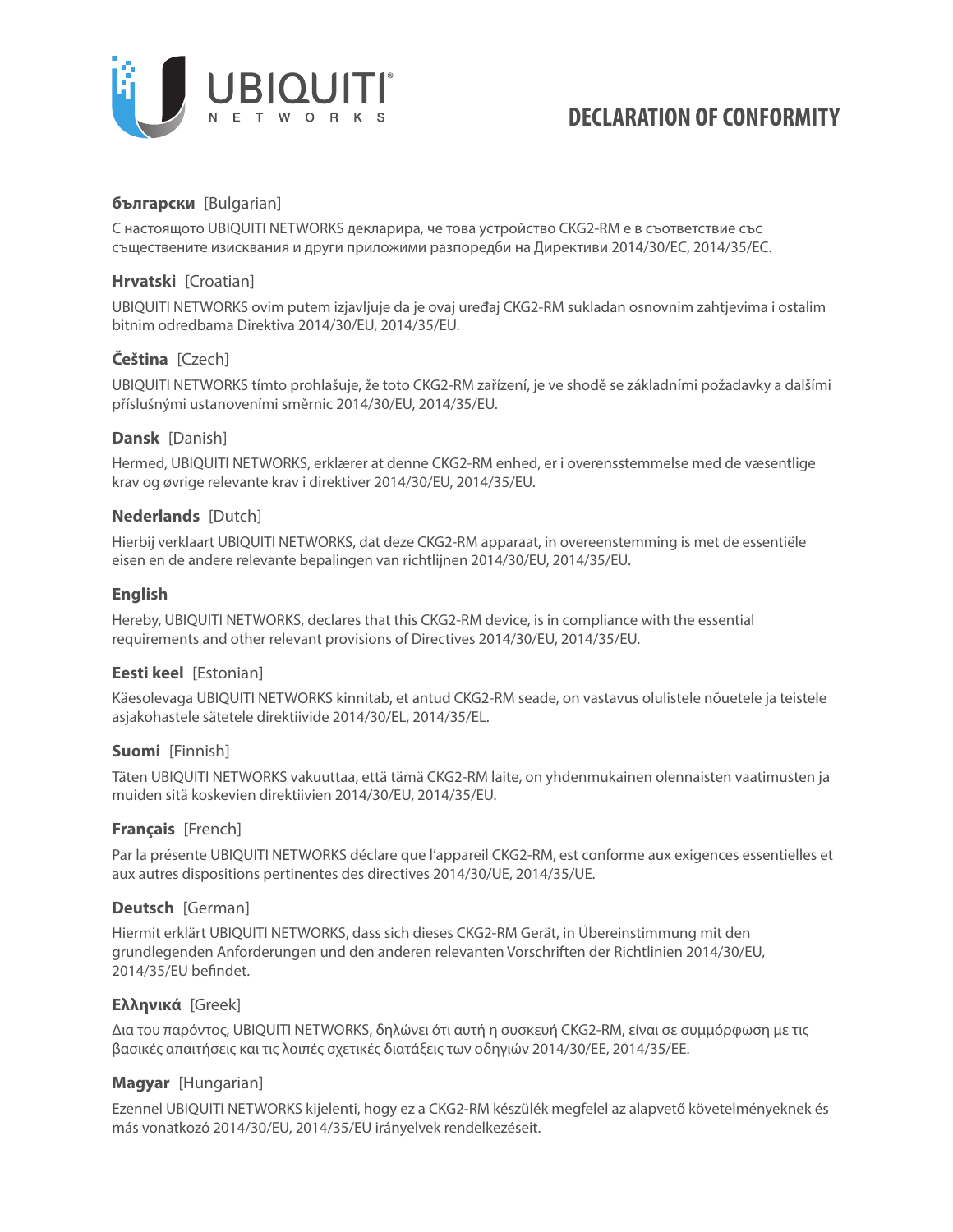# DECLARATION OF CONFORMITY

**български** [Bulgarian]

С настоящото UBIQUITI NETWORKS декларира, че това устройство CKG2-RM е в съответствие със съществените изисквания и други приложими разпоредби на Директиви 2014/30/ЕС, 2014/35/ЕС.

**Hrvatski** [Croatian]

UBIQUITI NETWORKS ovim putem izjavljuje da je ovaj uređaj CKG2-RM sukladan osnovnim zahtjevima i ostalim bitnim odredbama Direktiva 2014/30/EU, 2014/35/EU.

**Čeština** [Czech]

UBIQUITI NETWORKS tímto prohlašuje, že toto CKG2-RM zařízení, je ve shodě se základními požadavky a dalšími příslušnými ustanoveními směrnic 2014/30/EU, 2014/35/EU.

**Dansk** [Danish]

Hermed, UBIQUITI NETWORKS, erklærer at denne CKG2-RM enhed, er i overensstemmelse med de væsentlige krav og øvrige relevante krav i direktiver 2014/30/EU, 2014/35/EU.

**Nederlands** [Dutch]

Hierbij verklaart UBIQUITI NETWORKS, dat deze CKG2-RM apparaat, in overeenstemming is met de essentiële eisen en de andere relevante bepalingen van richtlijnen 2014/30/EU, 2014/35/EU.

**English**

Hereby, UBIQUITI NETWORKS, declares that this CKG2-RM device, is in compliance with the essential requirements and other relevant provisions of Directives 2014/30/EU, 2014/35/EU.

**Eesti keel** [Estonian]

Käesolevaga UBIQUITI NETWORKS kinnitab, et antud CKG2-RM seade, on vastavus olulistele nõuetele ja teistele asjakohastele sätetele direktiivide 2014/30/EL, 2014/35/EL.

**Suomi** [Finnish]

Täten UBIQUITI NETWORKS vakuuttaa, että tämä CKG2-RM laite, on yhdenmukainen olennaisten vaatimusten ja muiden sitä koskevien direktiivien 2014/30/EU, 2014/35/EU.

**Français** [French]

Par la présente UBIQUITI NETWORKS déclare que l'appareil CKG2-RM, est conforme aux exigences essentielles et aux autres dispositions pertinentes des directives 2014/30/UE, 2014/35/UE.

**Deutsch** [German]

Hiermit erklärt UBIQUITI NETWORKS, dass sich dieses CKG2-RM Gerät, in Übereinstimmung mit den grundlegenden Anforderungen und den anderen relevanten Vorschriften der Richtlinien 2014/30/EU, 2014/35/EU befindet.

**Ελληνικά** [Greek]

Δια του παρόντος, UBIQUITI NETWORKS, δηλώνει ότι αυτή η συσκευή CKG2-RM, είναι σε συμμόρφωση με τις βασικές απαιτήσεις και τις λοιπές σχετικές διατάξεις των οδηγιών 2014/30/EE, 2014/35/EE.

**Magyar** [Hungarian]

Ezennel UBIQUITI NETWORKS kijelenti, hogy ez a CKG2-RM készülék megfelel az alapvető követelményeknek és más vonatkozó 2014/30/EU, 2014/35/EU irányelvek rendelkezéseit.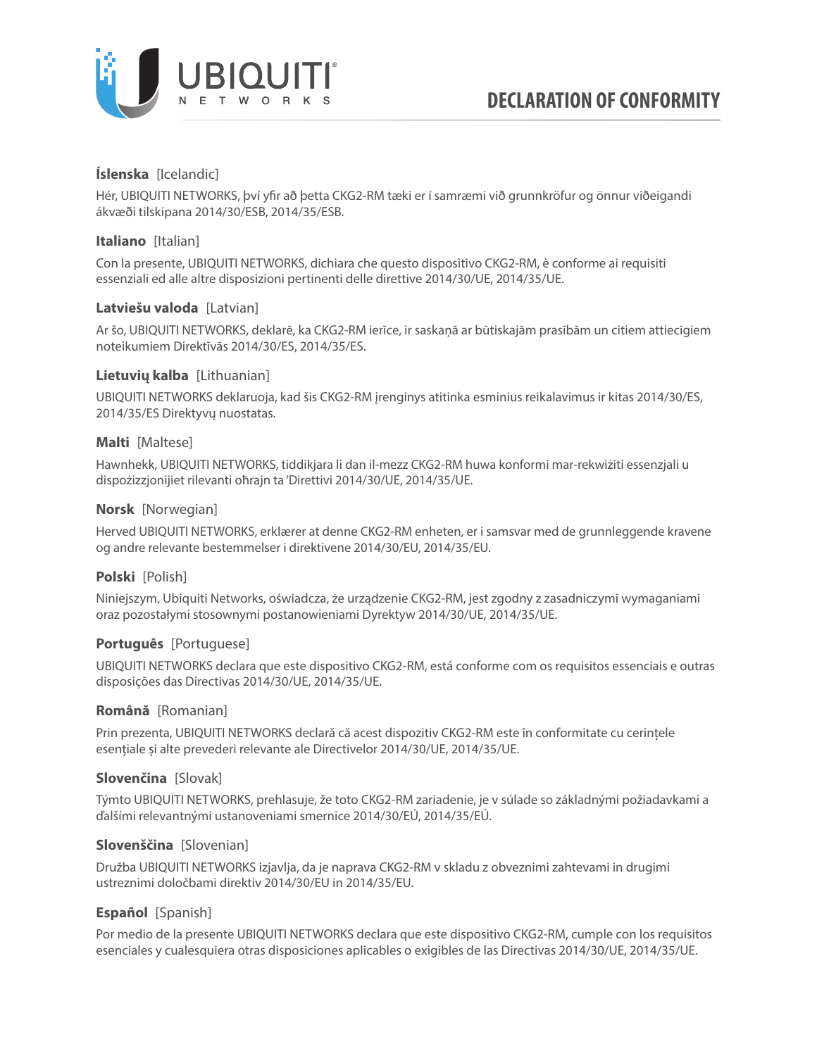**Íslenska** [Icelandic]

Hér, UBIQUITI NETWORKS, því yfir að þetta CKG2-RM tæki er í samræmi við grunnkröfur og önnur viðeigandi ákvæði tilskipana 2014/30/ESB, 2014/35/ESB.

**Italiano** [Italian]

Con la presente, UBIQUITI NETWORKS, dichiara che questo dispositivo CKG2-RM, è conforme ai requisiti essenziali ed alle altre disposizioni pertinenti delle direttive 2014/30/UE, 2014/35/UE.

**Latviešu valoda** [Latvian]

Ar šo, UBIQUITI NETWORKS, deklarē, ka CKG2-RM ierīce, ir saskaņā ar būtiskajām prasībām un citiem attiecīgiem noteikumiem Direktīvās 2014/30/ES, 2014/35/ES.

**Lietuvių kalba** [Lithuanian]

UBIQUITI NETWORKS deklaruoja, kad šis CKG2-RM įrenginys atitinka esminius reikalavimus ir kitas 2014/30/ES, 2014/35/ES Direktyvų nuostatas.

**Malti** [Maltese]

Hawnhekk, UBIQUITI NETWORKS, tiddikjara li dan il-mezz CKG2-RM huwa konformi mar-rekwiżiti essenzjali u dispożizzjonijiet rilevanti oħrajn ta 'Direttivi 2014/30/UE, 2014/35/UE.

**Norsk** [Norwegian]

Herved UBIQUITI NETWORKS, erklærer at denne CKG2-RM enheten, er i samsvar med de grunnleggende kravene og andre relevante bestemmelser i direktivene 2014/30/EU, 2014/35/EU.

**Polski** [Polish]

Niniejszym, Ubiquiti Networks, oświadcza, że urządzenie CKG2-RM, jest zgodny z zasadniczymi wymaganiami oraz pozostałymi stosownymi postanowieniami Dyrektyw 2014/30/UE, 2014/35/UE.

**Português** [Portuguese]

UBIQUITI NETWORKS declara que este dispositivo CKG2-RM, está conforme com os requisitos essenciais e outras disposições das Directivas 2014/30/UE, 2014/35/UE.

**Română** [Romanian]

Prin prezenta, UBIQUITI NETWORKS declară că acest dispozitiv CKG2-RM este în conformitate cu cerințele esențiale și alte prevederi relevante ale Directivelor 2014/30/UE, 2014/35/UE.

**Slovenčina** [Slovak]

Týmto UBIQUITI NETWORKS, prehlasuje, že toto CKG2-RM zariadenie, je v súlade so základnými požiadavkami a ďalšími relevantnými ustanoveniami smernice 2014/30/EÚ, 2014/35/EÚ.

**Slovenščina** [Slovenian]

Družba UBIQUITI NETWORKS izjavlja, da je naprava CKG2-RM v skladu z obveznimi zahtevami in drugimi ustreznimi določbami direktiv 2014/30/EU in 2014/35/EU.

**Español** [Spanish]

Por medio de la presente UBIQUITI NETWORKS declara que este dispositivo CKG2-RM, cumple con los requisitos esenciales y cualesquiera otras disposiciones aplicables o exigibles de las Directivas 2014/30/UE, 2014/35/UE.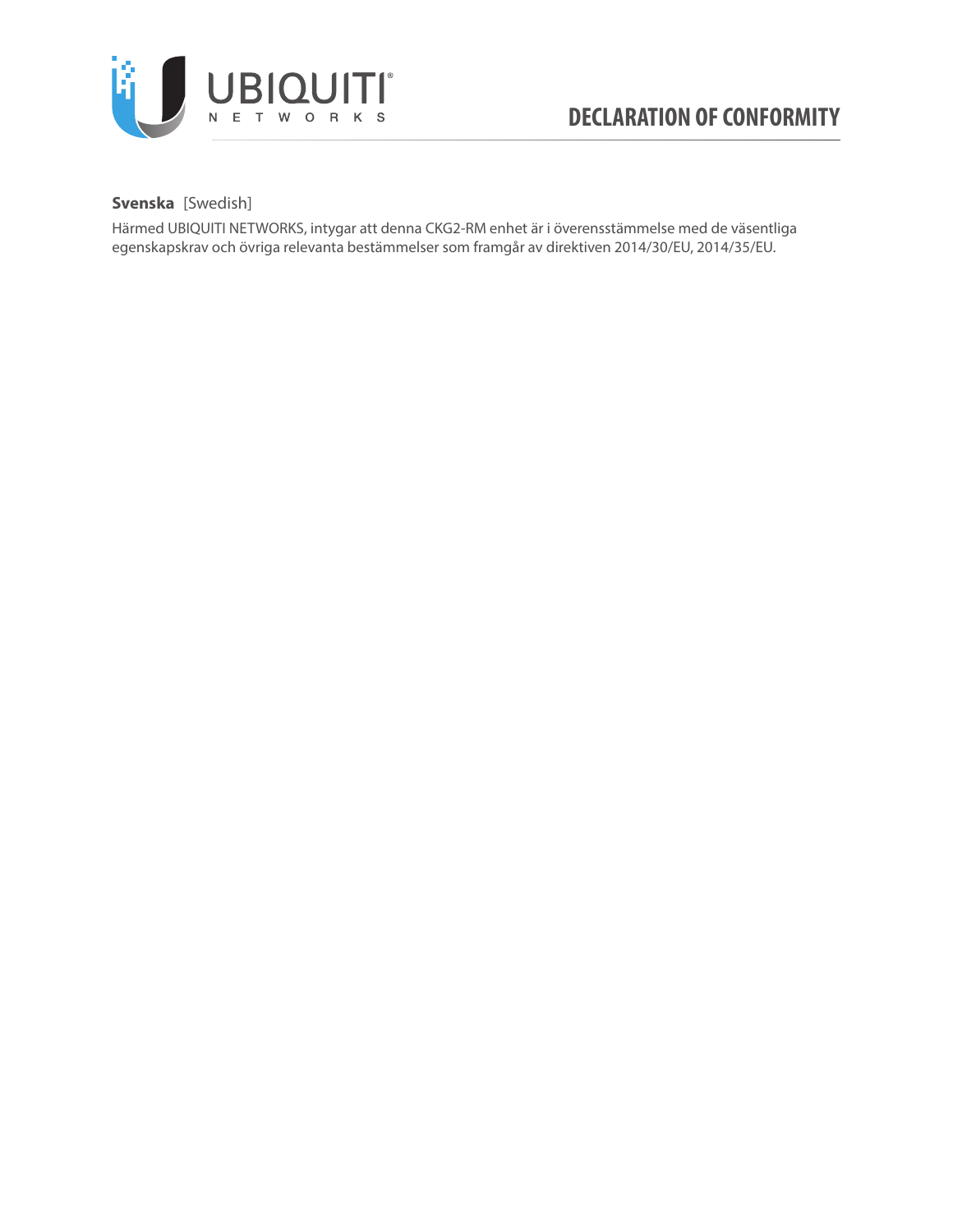**Svenska** [Swedish]

Härmed UBIQUITI NETWORKS, intygar att denna CKG2-RM enhet är i överensstämmelse med de väsentliga egenskapskrav och övriga relevanta bestämmelser som framgår av direktiven 2014/30/EU, 2014/35/EU.